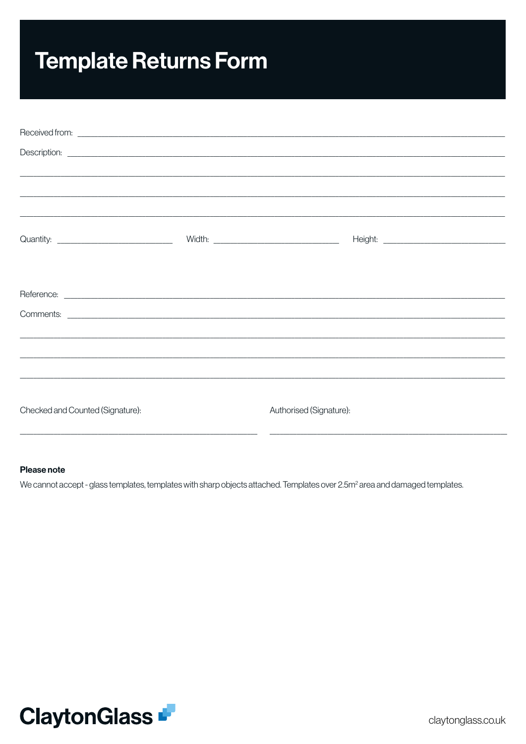# Template Returns Form

Received from: ______________________________________________

Description: ______________________________________________

______________________________________________

______________________________________________

______________________________________________

Quantity: ____________________ Width: ____________________ Height: ____________________

Reference: ______________________________________________

Comments: ______________________________________________

______________________________________________

______________________________________________

______________________________________________

Checked and Counted (Signature): ____________________

Authorised (Signature): ____________________

**Please note**

We cannot accept - glass templates, templates with sharp objects attached. Templates over 2.5$m^2$ area and damaged templates.

ClaytonGlass

claytonglass.co.uk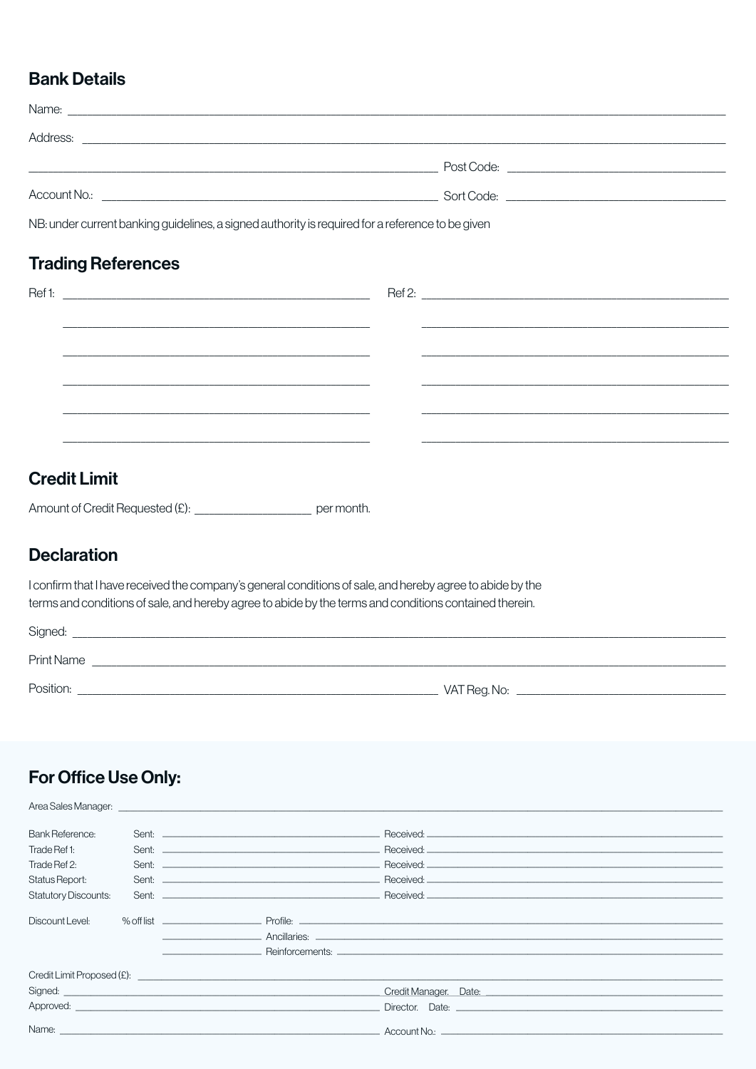## Bank Details

Name: ____________________________________________

Address: ____________________________________________

____________________________________________ Post Code: ____________________

Account No.: ____________________________________________ Sort Code: ____________________

NB: under current banking guidelines, a signed authority is required for a reference to be given

## Trading References

Ref 1: ____________________________________________

Ref 2: ____________________________________________

## Credit Limit

Amount of Credit Requested (£): ____________________ per month.

## Declaration

I confirm that I have received the company's general conditions of sale, and hereby agree to abide by the terms and conditions of sale, and hereby agree to abide by the terms and conditions contained therein.

Signed: ____________________________________________

Print Name ____________________________________________

Position: ____________________________________________ VAT Reg. No: ____________________

## For Office Use Only:

Area Sales Manager: ____________________________________________

| | | |
|---|---|---|
| Bank Reference: | Sent: | Received: |
| Trade Ref 1: | Sent: | Received: |
| Trade Ref 2: | Sent: | Received: |
| Status Report: | Sent: | Received: |
| Statutory Discounts: | Sent: | Received: |

Discount Level: % off list ____________________ Profile: ____________________

____________________ Ancillaries: ____________________

____________________ Reinforcements: ____________________

Credit Limit Proposed (£): ____________________________________________

Signed: ____________________ Credit Manager. Date: ____________________

Approved: ____________________ Director. Date: ____________________

Name: ____________________ Account No.: ____________________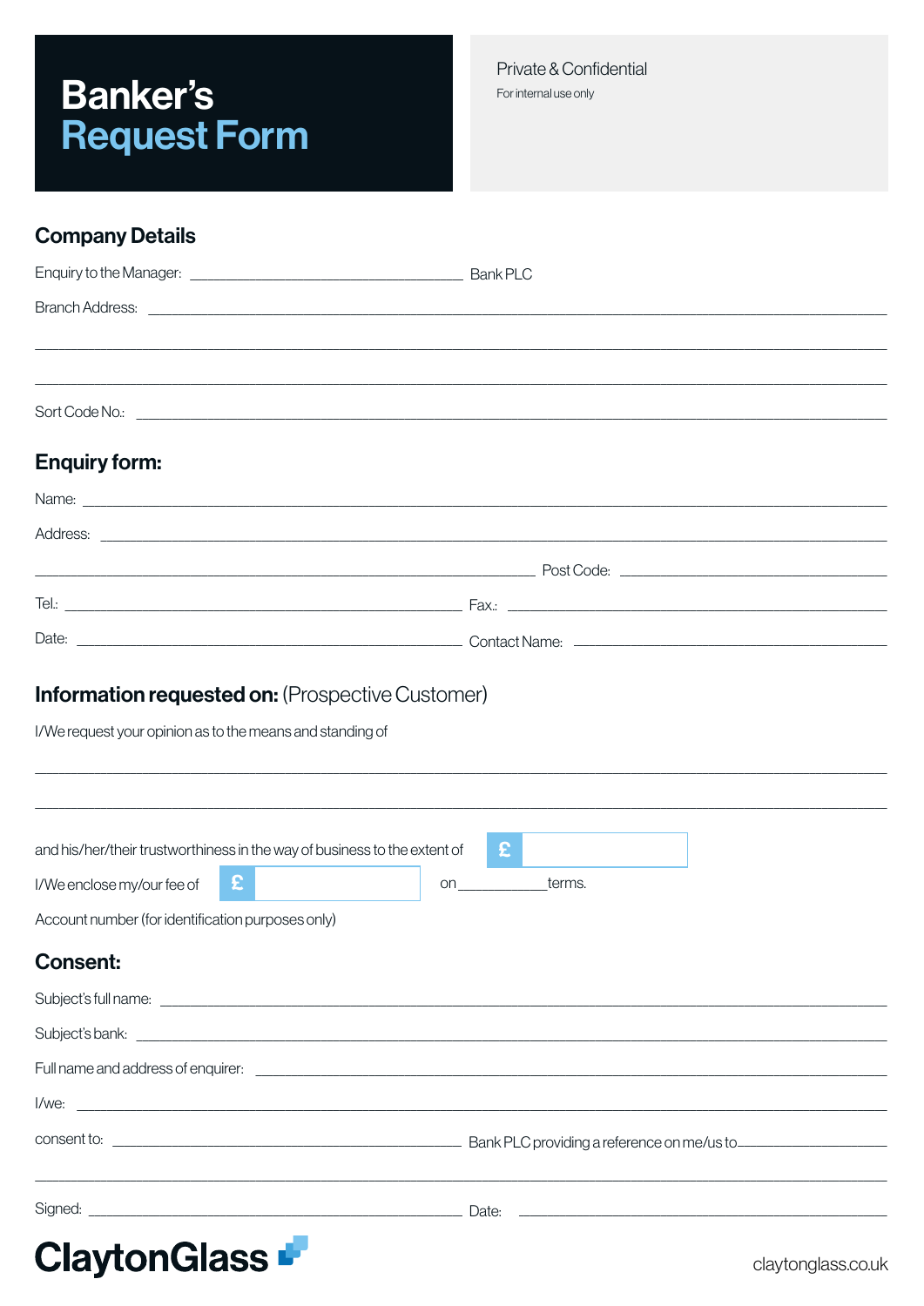# Banker's Request Form

Private & Confidential

For internal use only

## Company Details

Enquiry to the Manager: ______________________________ Bank PLC

Branch Address: ______________________________

______________________________

______________________________

Sort Code No.: ______________________________

## Enquiry form:

Name: ______________________________

Address: ______________________________

______________________________ Post Code: ______________________________

Tel.: ______________________________ Fax.: ______________________________

Date: ______________________________ Contact Name: ______________________________

## Information requested on: (Prospective Customer)

I/We request your opinion as to the means and standing of

______________________________

______________________________

and his/her/their trustworthiness in the way of business to the extent of £ ____________

I/We enclose my/our fee of £ ____________ on ____________ terms.

Account number (for identification purposes only)

## Consent:

Subject's full name: ______________________________

Subject's bank: ______________________________

Full name and address of enquirer: ______________________________

I/we: ______________________________

consent to: ______________________________ Bank PLC providing a reference on me/us to ______________________________

______________________________

Signed: ______________________________ Date: ______________________________

ClaytonGlass

claytonglass.co.uk